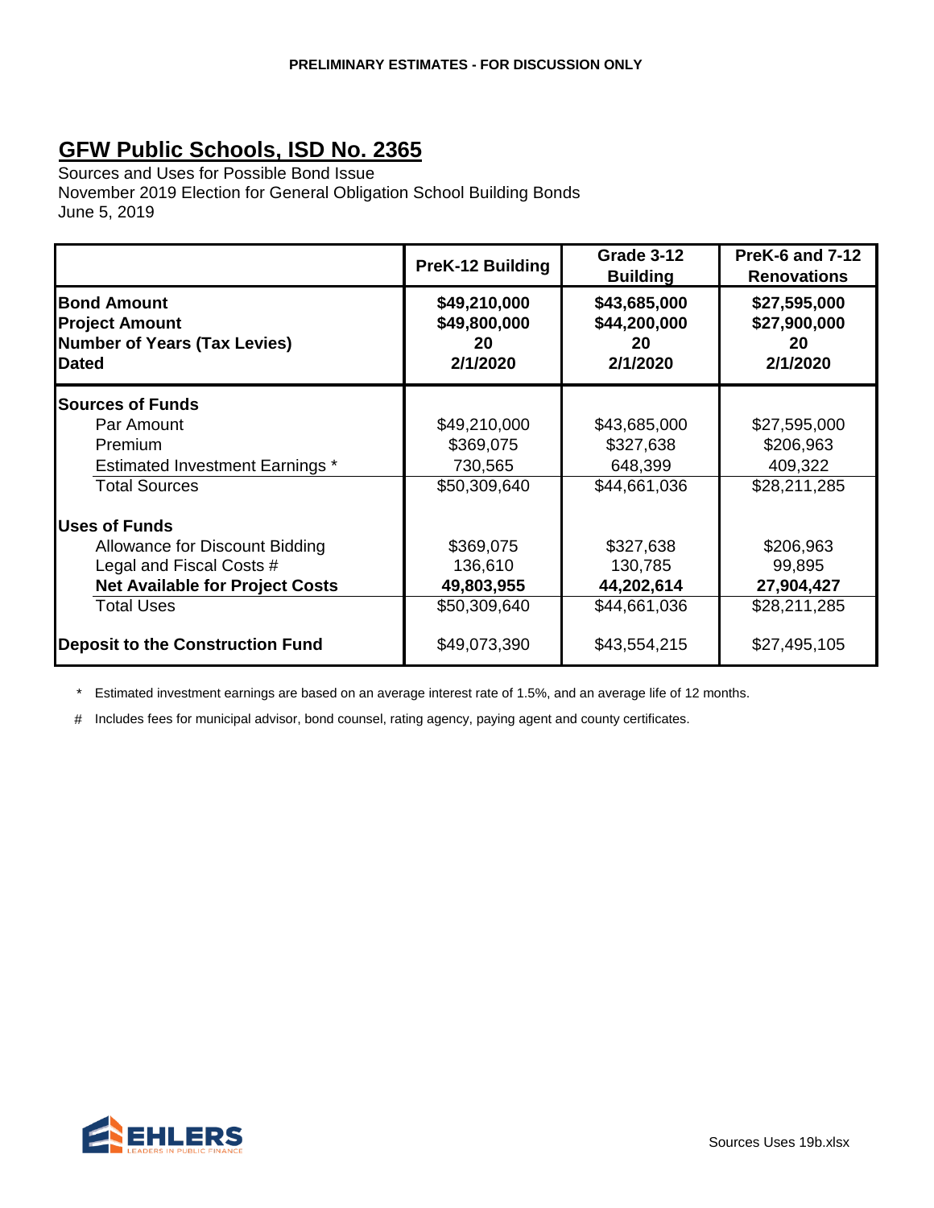PRELIMINARY ESTIMATES - FOR DISCUSSION ONLY

# GFW Public Schools, ISD No. 2365

Sources and Uses for Possible Bond Issue
November 2019 Election for General Obligation School Building Bonds
June 5, 2019

| | PreK-12 Building | Grade 3-12 Building | PreK-6 and 7-12 Renovations |
|---|---|---|---|
| **Bond Amount** | **$49,210,000** | **$43,685,000** | **$27,595,000** |
| **Project Amount** | **$49,800,000** | **$44,200,000** | **$27,900,000** |
| **Number of Years (Tax Levies)** | **20** | **20** | **20** |
| **Dated** | **2/1/2020** | **2/1/2020** | **2/1/2020** |
| **Sources of Funds** | | | |
| Par Amount | $49,210,000 | $43,685,000 | $27,595,000 |
| Premium | $369,075 | $327,638 | $206,963 |
| Estimated Investment Earnings * | 730,565 | 648,399 | 409,322 |
| Total Sources | $50,309,640 | $44,661,036 | $28,211,285 |
| **Uses of Funds** | | | |
| Allowance for Discount Bidding | $369,075 | $327,638 | $206,963 |
| Legal and Fiscal Costs # | 136,610 | 130,785 | 99,895 |
| **Net Available for Project Costs** | **49,803,955** | **44,202,614** | **27,904,427** |
| Total Uses | $50,309,640 | $44,661,036 | $28,211,285 |
| **Deposit to the Construction Fund** | $49,073,390 | $43,554,215 | $27,495,105 |

\* Estimated investment earnings are based on an average interest rate of 1.5%, and an average life of 12 months.

\# Includes fees for municipal advisor, bond counsel, rating agency, paying agent and county certificates.

Sources Uses 19b.xlsx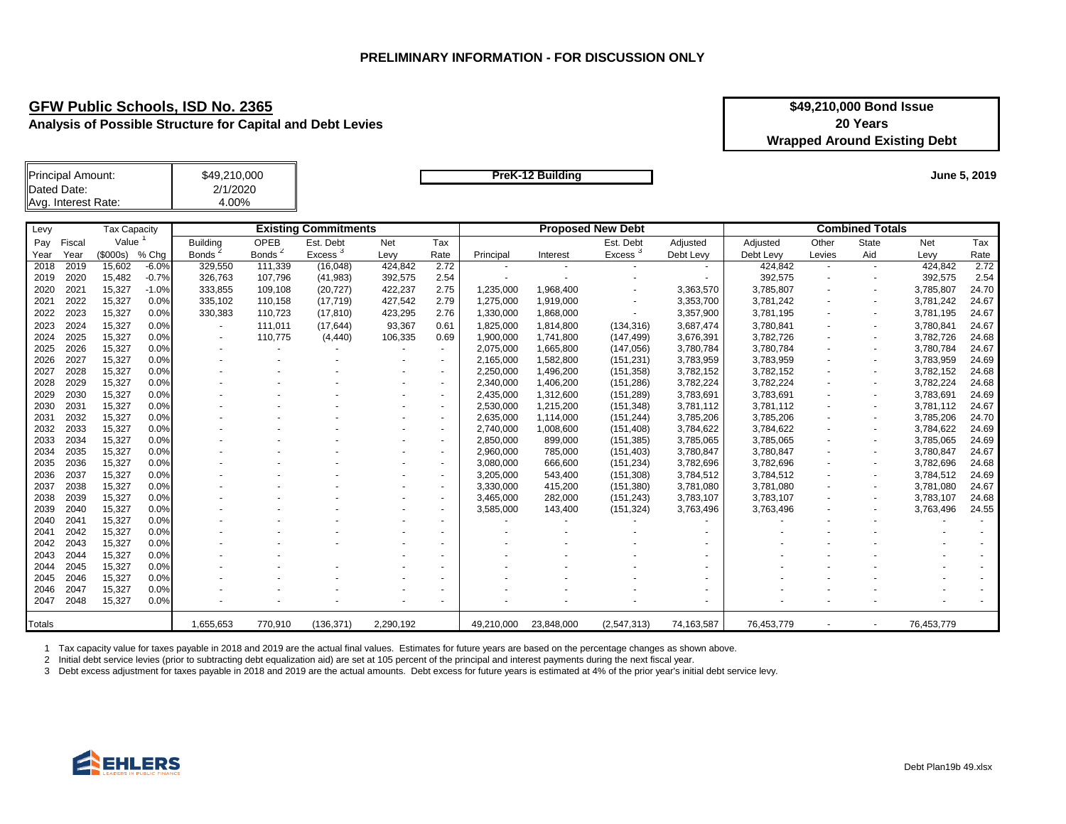**PRELIMINARY INFORMATION - FOR DISCUSSION ONLY**

## GFW Public Schools, ISD No. 2365

**Analysis of Possible Structure for Capital and Debt Levies**

**$49,210,000 Bond Issue**
**20 Years**
**Wrapped Around Existing Debt**

| | |
|---|---|
| Principal Amount: | $49,210,000 |
| Dated Date: | 2/1/2020 |
| Avg. Interest Rate: | 4.00% |

**PreK-12 Building**

**June 5, 2019**

| Levy Pay Year | Fiscal Year | Tax Capacity Value [1] ($000s) | % Chg | Existing Commitments: Building Bonds [2] | OPEB Bonds [2] | Est. Debt Excess [3] | Net Levy | Tax Rate | Proposed New Debt: Principal | Interest | Est. Debt Excess [3] | Adjusted Debt Levy | Combined Totals: Adjusted Debt Levy | Other Levies | State Aid | Net Levy | Tax Rate |
|---|---|---|---|---|---|---|---|---|---|---|---|---|---|---|---|---|---|
| 2018 | 2019 | 15,602 | -6.0% | 329,550 | 111,339 | (16,048) | 424,842 | 2.72 | - | - | - | - | 424,842 | - | - | 424,842 | 2.72 |
| 2019 | 2020 | 15,482 | -0.7% | 326,763 | 107,796 | (41,983) | 392,575 | 2.54 | - | - | - | - | 392,575 | - | - | 392,575 | 2.54 |
| 2020 | 2021 | 15,327 | -1.0% | 333,855 | 109,108 | (20,727) | 422,237 | 2.75 | 1,235,000 | 1,968,400 | - | 3,363,570 | 3,785,807 | - | - | 3,785,807 | 24.70 |
| 2021 | 2022 | 15,327 | 0.0% | 335,102 | 110,158 | (17,719) | 427,542 | 2.79 | 1,275,000 | 1,919,000 | - | 3,353,700 | 3,781,242 | - | - | 3,781,242 | 24.67 |
| 2022 | 2023 | 15,327 | 0.0% | 330,383 | 110,723 | (17,810) | 423,295 | 2.76 | 1,330,000 | 1,868,000 | - | 3,357,900 | 3,781,195 | - | - | 3,781,195 | 24.67 |
| 2023 | 2024 | 15,327 | 0.0% | - | 111,011 | (17,644) | 93,367 | 0.61 | 1,825,000 | 1,814,800 | (134,316) | 3,687,474 | 3,780,841 | - | - | 3,780,841 | 24.67 |
| 2024 | 2025 | 15,327 | 0.0% | - | 110,775 | (4,440) | 106,335 | 0.69 | 1,900,000 | 1,741,800 | (147,499) | 3,676,391 | 3,782,726 | - | - | 3,782,726 | 24.68 |
| 2025 | 2026 | 15,327 | 0.0% | - | - | - | - | - | 2,075,000 | 1,665,800 | (147,056) | 3,780,784 | 3,780,784 | - | - | 3,780,784 | 24.67 |
| 2026 | 2027 | 15,327 | 0.0% | - | - | - | - | - | 2,165,000 | 1,582,800 | (151,231) | 3,783,959 | 3,783,959 | - | - | 3,783,959 | 24.69 |
| 2027 | 2028 | 15,327 | 0.0% | - | - | - | - | - | 2,250,000 | 1,496,200 | (151,358) | 3,782,152 | 3,782,152 | - | - | 3,782,152 | 24.68 |
| 2028 | 2029 | 15,327 | 0.0% | - | - | - | - | - | 2,340,000 | 1,406,200 | (151,286) | 3,782,224 | 3,782,224 | - | - | 3,782,224 | 24.68 |
| 2029 | 2030 | 15,327 | 0.0% | - | - | - | - | - | 2,435,000 | 1,312,600 | (151,289) | 3,783,691 | 3,783,691 | - | - | 3,783,691 | 24.69 |
| 2030 | 2031 | 15,327 | 0.0% | - | - | - | - | - | 2,530,000 | 1,215,200 | (151,348) | 3,781,112 | 3,781,112 | - | - | 3,781,112 | 24.67 |
| 2031 | 2032 | 15,327 | 0.0% | - | - | - | - | - | 2,635,000 | 1,114,000 | (151,244) | 3,785,206 | 3,785,206 | - | - | 3,785,206 | 24.70 |
| 2032 | 2033 | 15,327 | 0.0% | - | - | - | - | - | 2,740,000 | 1,008,600 | (151,408) | 3,784,622 | 3,784,622 | - | - | 3,784,622 | 24.69 |
| 2033 | 2034 | 15,327 | 0.0% | - | - | - | - | - | 2,850,000 | 899,000 | (151,385) | 3,785,065 | 3,785,065 | - | - | 3,785,065 | 24.69 |
| 2034 | 2035 | 15,327 | 0.0% | - | - | - | - | - | 2,960,000 | 785,000 | (151,403) | 3,780,847 | 3,780,847 | - | - | 3,780,847 | 24.67 |
| 2035 | 2036 | 15,327 | 0.0% | - | - | - | - | - | 3,080,000 | 666,600 | (151,234) | 3,782,696 | 3,782,696 | - | - | 3,782,696 | 24.68 |
| 2036 | 2037 | 15,327 | 0.0% | - | - | - | - | - | 3,205,000 | 543,400 | (151,308) | 3,784,512 | 3,784,512 | - | - | 3,784,512 | 24.69 |
| 2037 | 2038 | 15,327 | 0.0% | - | - | - | - | - | 3,330,000 | 415,200 | (151,380) | 3,781,080 | 3,781,080 | - | - | 3,781,080 | 24.67 |
| 2038 | 2039 | 15,327 | 0.0% | - | - | - | - | - | 3,465,000 | 282,000 | (151,243) | 3,783,107 | 3,783,107 | - | - | 3,783,107 | 24.68 |
| 2039 | 2040 | 15,327 | 0.0% | - | - | - | - | - | 3,585,000 | 143,400 | (151,324) | 3,763,496 | 3,763,496 | - | - | 3,763,496 | 24.55 |
| 2040 | 2041 | 15,327 | 0.0% | - | - | - | - | - | - | - | - | - | - | - | - | - | - |
| 2041 | 2042 | 15,327 | 0.0% | - | - | - | - | - | - | - | - | - | - | - | - | - | - |
| 2042 | 2043 | 15,327 | 0.0% | - | - | - | - | - | - | - | - | - | - | - | - | - | - |
| 2043 | 2044 | 15,327 | 0.0% | - | - | - | - | - | - | - | - | - | - | - | - | - | - |
| 2044 | 2045 | 15,327 | 0.0% | - | - | - | - | - | - | - | - | - | - | - | - | - | - |
| 2045 | 2046 | 15,327 | 0.0% | - | - | - | - | - | - | - | - | - | - | - | - | - | - |
| 2046 | 2047 | 15,327 | 0.0% | - | - | - | - | - | - | - | - | - | - | - | - | - | - |
| 2047 | 2048 | 15,327 | 0.0% | - | - | - | - | - | - | - | - | - | - | - | - | - | - |
| Totals | | | | 1,655,653 | 770,910 | (136,371) | 2,290,192 | | 49,210,000 | 23,848,000 | (2,547,313) | 74,163,587 | 76,453,779 | - | - | 76,453,779 | |

1 Tax capacity value for taxes payable in 2018 and 2019 are the actual final values. Estimates for future years are based on the percentage changes as shown above.

2 Initial debt service levies (prior to subtracting debt equalization aid) are set at 105 percent of the principal and interest payments during the next fiscal year.

3 Debt excess adjustment for taxes payable in 2018 and 2019 are the actual amounts. Debt excess for future years is estimated at 4% of the prior year's initial debt service levy.

EHLERS — LEADERS IN PUBLIC FINANCE

Debt Plan19b 49.xlsx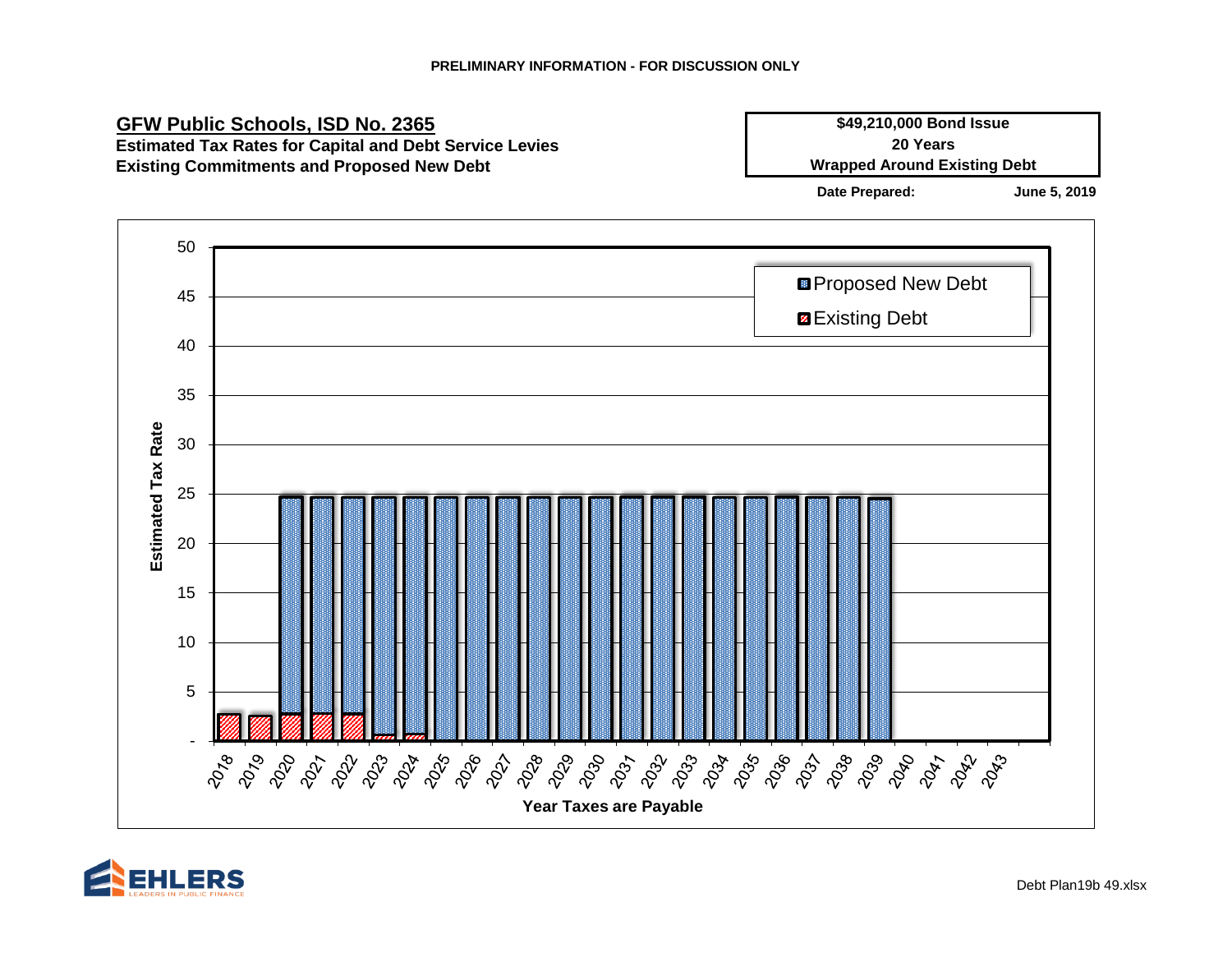PRELIMINARY INFORMATION - FOR DISCUSSION ONLY

## GFW Public Schools, ISD No. 2365

**Estimated Tax Rates for Capital and Debt Service Levies**
**Existing Commitments and Proposed New Debt**

| $49,210,000 Bond Issue |
|---|
| 20 Years |
| Wrapped Around Existing Debt |

**Date Prepared:** **June 5, 2019**

Debt Plan19b 49.xlsx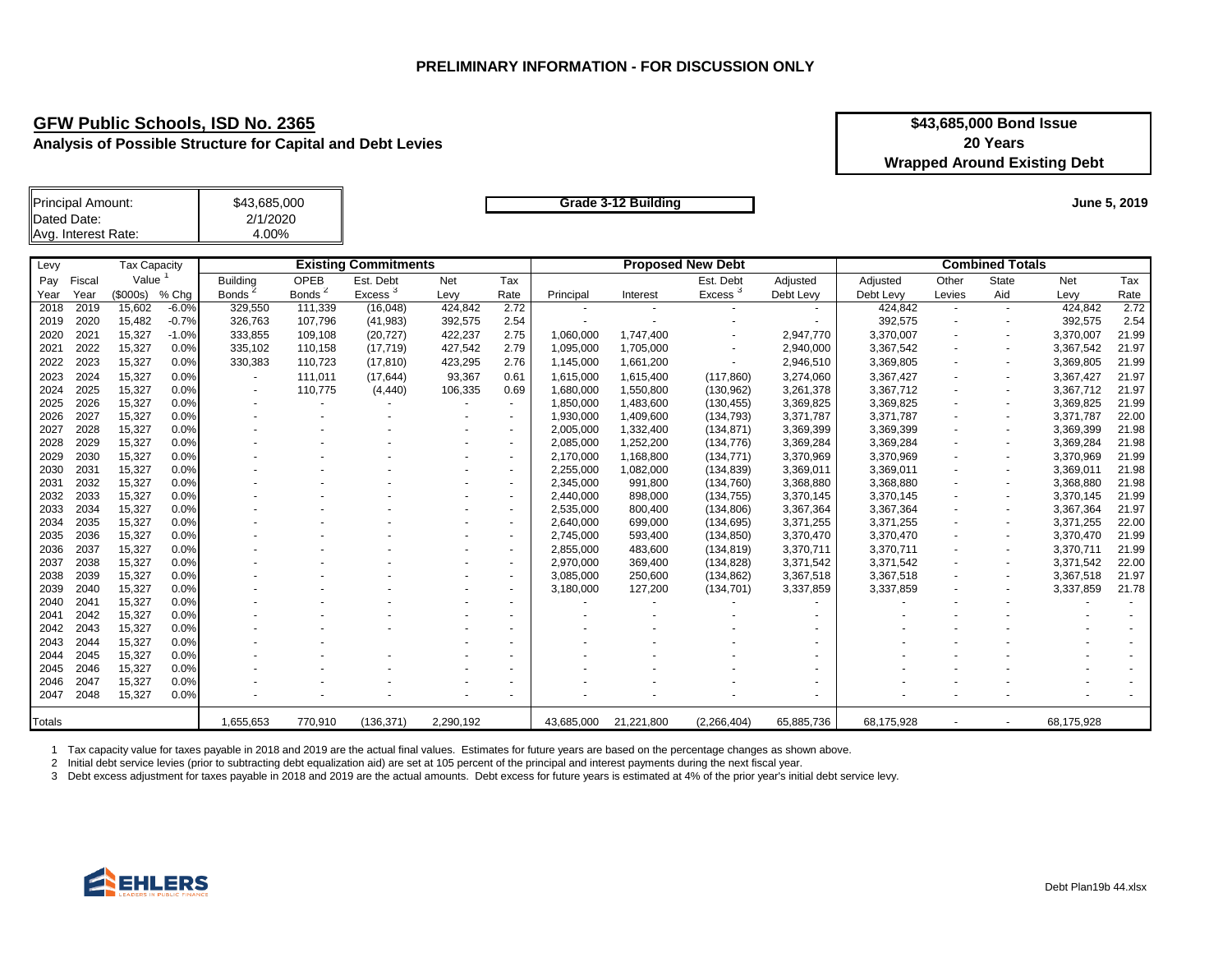**PRELIMINARY INFORMATION - FOR DISCUSSION ONLY**

## GFW Public Schools, ISD No. 2365

### Analysis of Possible Structure for Capital and Debt Levies

**$43,685,000 Bond Issue**
**20 Years**
**Wrapped Around Existing Debt**

| | |
|---|---|
| Principal Amount: | $43,685,000 |
| Dated Date: | 2/1/2020 |
| Avg. Interest Rate: | 4.00% |

**Grade 3-12 Building**

**June 5, 2019**

| Levy | | Tax Capacity | | Existing Commitments | | | | | Proposed New Debt | | | | Combined Totals | | | | |
|---|---|---|---|---|---|---|---|---|---|---|---|---|---|---|---|---|---|
| Pay Year | Fiscal Year | Value [1] ($000s) | % Chg | Building Bonds [2] | OPEB Bonds [2] | Est. Debt Excess [3] | Net Levy | Tax Rate | Principal | Interest | Est. Debt Excess [3] | Adjusted Debt Levy | Adjusted Debt Levy | Other Levies | State Aid | Net Levy | Tax Rate |
| 2018 | 2019 | 15,602 | -6.0% | 329,550 | 111,339 | (16,048) | 424,842 | 2.72 | - | - | - | - | 424,842 | - | - | 424,842 | 2.72 |
| 2019 | 2020 | 15,482 | -0.7% | 326,763 | 107,796 | (41,983) | 392,575 | 2.54 | - | - | - | - | 392,575 | - | - | 392,575 | 2.54 |
| 2020 | 2021 | 15,327 | -1.0% | 333,855 | 109,108 | (20,727) | 422,237 | 2.75 | 1,060,000 | 1,747,400 | - | 2,947,770 | 3,370,007 | - | - | 3,370,007 | 21.99 |
| 2021 | 2022 | 15,327 | 0.0% | 335,102 | 110,158 | (17,719) | 427,542 | 2.79 | 1,095,000 | 1,705,000 | - | 2,940,000 | 3,367,542 | - | - | 3,367,542 | 21.97 |
| 2022 | 2023 | 15,327 | 0.0% | 330,383 | 110,723 | (17,810) | 423,295 | 2.76 | 1,145,000 | 1,661,200 | - | 2,946,510 | 3,369,805 | - | - | 3,369,805 | 21.99 |
| 2023 | 2024 | 15,327 | 0.0% | - | 111,011 | (17,644) | 93,367 | 0.61 | 1,615,000 | 1,615,400 | (117,860) | 3,274,060 | 3,367,427 | - | - | 3,367,427 | 21.97 |
| 2024 | 2025 | 15,327 | 0.0% | - | 110,775 | (4,440) | 106,335 | 0.69 | 1,680,000 | 1,550,800 | (130,962) | 3,261,378 | 3,367,712 | - | - | 3,367,712 | 21.97 |
| 2025 | 2026 | 15,327 | 0.0% | - | - | - | - | - | 1,850,000 | 1,483,600 | (130,455) | 3,369,825 | 3,369,825 | - | - | 3,369,825 | 21.99 |
| 2026 | 2027 | 15,327 | 0.0% | - | - | - | - | - | 1,930,000 | 1,409,600 | (134,793) | 3,371,787 | 3,371,787 | - | - | 3,371,787 | 22.00 |
| 2027 | 2028 | 15,327 | 0.0% | - | - | - | - | - | 2,005,000 | 1,332,400 | (134,871) | 3,369,399 | 3,369,399 | - | - | 3,369,399 | 21.98 |
| 2028 | 2029 | 15,327 | 0.0% | - | - | - | - | - | 2,085,000 | 1,252,200 | (134,776) | 3,369,284 | 3,369,284 | - | - | 3,369,284 | 21.98 |
| 2029 | 2030 | 15,327 | 0.0% | - | - | - | - | - | 2,170,000 | 1,168,800 | (134,771) | 3,370,969 | 3,370,969 | - | - | 3,370,969 | 21.99 |
| 2030 | 2031 | 15,327 | 0.0% | - | - | - | - | - | 2,255,000 | 1,082,000 | (134,839) | 3,369,011 | 3,369,011 | - | - | 3,369,011 | 21.98 |
| 2031 | 2032 | 15,327 | 0.0% | - | - | - | - | - | 2,345,000 | 991,800 | (134,760) | 3,368,880 | 3,368,880 | - | - | 3,368,880 | 21.98 |
| 2032 | 2033 | 15,327 | 0.0% | - | - | - | - | - | 2,440,000 | 898,000 | (134,755) | 3,370,145 | 3,370,145 | - | - | 3,370,145 | 21.99 |
| 2033 | 2034 | 15,327 | 0.0% | - | - | - | - | - | 2,535,000 | 800,400 | (134,806) | 3,367,364 | 3,367,364 | - | - | 3,367,364 | 21.97 |
| 2034 | 2035 | 15,327 | 0.0% | - | - | - | - | - | 2,640,000 | 699,000 | (134,695) | 3,371,255 | 3,371,255 | - | - | 3,371,255 | 22.00 |
| 2035 | 2036 | 15,327 | 0.0% | - | - | - | - | - | 2,745,000 | 593,400 | (134,850) | 3,370,470 | 3,370,470 | - | - | 3,370,470 | 21.99 |
| 2036 | 2037 | 15,327 | 0.0% | - | - | - | - | - | 2,855,000 | 483,600 | (134,819) | 3,370,711 | 3,370,711 | - | - | 3,370,711 | 21.99 |
| 2037 | 2038 | 15,327 | 0.0% | - | - | - | - | - | 2,970,000 | 369,400 | (134,828) | 3,371,542 | 3,371,542 | - | - | 3,371,542 | 22.00 |
| 2038 | 2039 | 15,327 | 0.0% | - | - | - | - | - | 3,085,000 | 250,600 | (134,862) | 3,367,518 | 3,367,518 | - | - | 3,367,518 | 21.97 |
| 2039 | 2040 | 15,327 | 0.0% | - | - | - | - | - | 3,180,000 | 127,200 | (134,701) | 3,337,859 | 3,337,859 | - | - | 3,337,859 | 21.78 |
| 2040 | 2041 | 15,327 | 0.0% | - | - | - | - | - | - | - | - | - | - | - | - | - | - |
| 2041 | 2042 | 15,327 | 0.0% | - | - | - | - | - | - | - | - | - | - | - | - | - | - |
| 2042 | 2043 | 15,327 | 0.0% | - | - | - | - | - | - | - | - | - | - | - | - | - | - |
| 2043 | 2044 | 15,327 | 0.0% | - | - | - | - | - | - | - | - | - | - | - | - | - | - |
| 2044 | 2045 | 15,327 | 0.0% | - | - | - | - | - | - | - | - | - | - | - | - | - | - |
| 2045 | 2046 | 15,327 | 0.0% | - | - | - | - | - | - | - | - | - | - | - | - | - | - |
| 2046 | 2047 | 15,327 | 0.0% | - | - | - | - | - | - | - | - | - | - | - | - | - | - |
| 2047 | 2048 | 15,327 | 0.0% | - | - | - | - | - | - | - | - | - | - | - | - | - | - |
| Totals | | | | 1,655,653 | 770,910 | (136,371) | 2,290,192 | | 43,685,000 | 21,221,800 | (2,266,404) | 65,885,736 | 68,175,928 | - | - | 68,175,928 | |

1 Tax capacity value for taxes payable in 2018 and 2019 are the actual final values. Estimates for future years are based on the percentage changes as shown above.

2 Initial debt service levies (prior to subtracting debt equalization aid) are set at 105 percent of the principal and interest payments during the next fiscal year.

3 Debt excess adjustment for taxes payable in 2018 and 2019 are the actual amounts. Debt excess for future years is estimated at 4% of the prior year's initial debt service levy.

EHLERS — LEADERS IN PUBLIC FINANCE

Debt Plan19b 44.xlsx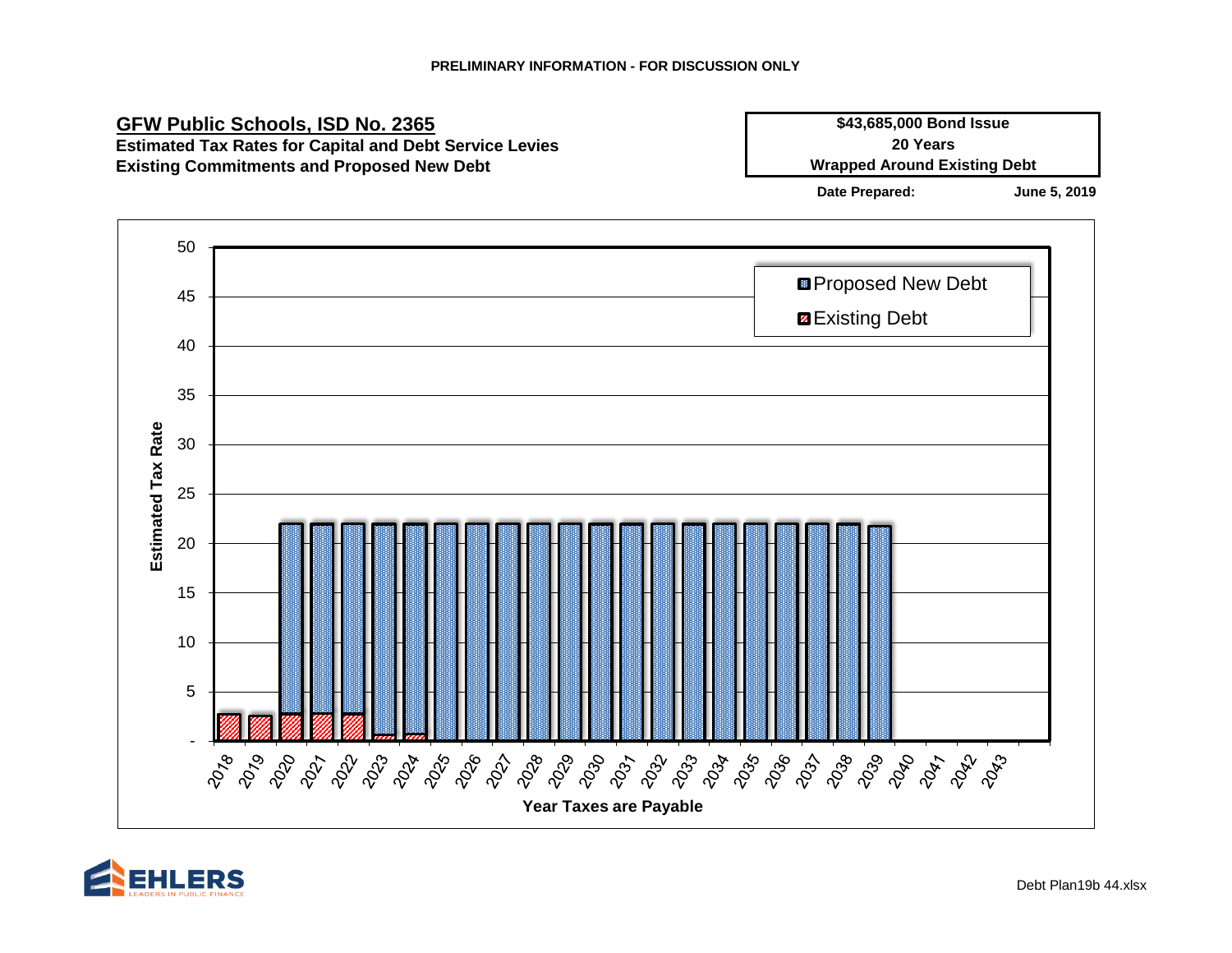**PRELIMINARY INFORMATION - FOR DISCUSSION ONLY**

## GFW Public Schools, ISD No. 2365

**Estimated Tax Rates for Capital and Debt Service Levies**
**Existing Commitments and Proposed New Debt**

| **$43,685,000 Bond Issue** |
|---|
| **20 Years** |
| **Wrapped Around Existing Debt** |

**Date Prepared:** **June 5, 2019**

Estimated Tax Rate (0–50) by Year Taxes are Payable (2018–2043)

Legend: Proposed New Debt; Existing Debt

Debt Plan19b 44.xlsx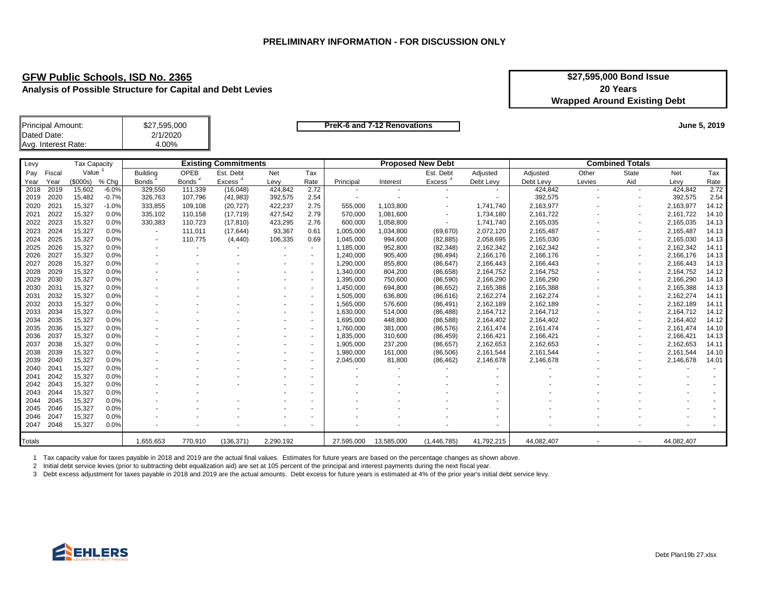**PRELIMINARY INFORMATION - FOR DISCUSSION ONLY**

## GFW Public Schools, ISD No. 2365

**Analysis of Possible Structure for Capital and Debt Levies**

**$27,595,000 Bond Issue**
**20 Years**
**Wrapped Around Existing Debt**

| | |
|---|---|
| Principal Amount: | $27,595,000 |
| Dated Date: | 2/1/2020 |
| Avg. Interest Rate: | 4.00% |

**PreK-6 and 7-12 Renovations**

**June 5, 2019**

| Levy Pay Year | Fiscal Year | Tax Capacity Value [1] ($000s) | % Chg | Existing Commitments: Building Bonds [2] | OPEB Bonds [2] | Est. Debt Excess [3] | Net Levy | Tax Rate | Proposed New Debt: Principal | Interest | Est. Debt Excess [3] | Adjusted Debt Levy | Combined Totals: Adjusted Debt Levy | Other Levies | State Aid | Net Levy | Tax Rate |
|---|---|---|---|---|---|---|---|---|---|---|---|---|---|---|---|---|---|
| 2018 | 2019 | 15,602 | -6.0% | 329,550 | 111,339 | (16,048) | 424,842 | 2.72 | - | - | - | - | 424,842 | - | - | 424,842 | 2.72 |
| 2019 | 2020 | 15,482 | -0.7% | 326,763 | 107,796 | *(41,983)* | 392,575 | 2.54 | - | - | - | - | 392,575 | - | - | 392,575 | 2.54 |
| 2020 | 2021 | 15,327 | -1.0% | 333,855 | 109,108 | (20,727) | 422,237 | 2.75 | 555,000 | 1,103,800 | - | 1,741,740 | 2,163,977 | - | - | 2,163,977 | 14.12 |
| 2021 | 2022 | 15,327 | 0.0% | 335,102 | 110,158 | (17,719) | 427,542 | 2.79 | 570,000 | 1,081,600 | - | 1,734,180 | 2,161,722 | - | - | 2,161,722 | 14.10 |
| 2022 | 2023 | 15,327 | 0.0% | 330,383 | 110,723 | (17,810) | 423,295 | 2.76 | 600,000 | 1,058,800 | - | 1,741,740 | 2,165,035 | - | - | 2,165,035 | 14.13 |
| 2023 | 2024 | 15,327 | 0.0% | - | 111,011 | (17,644) | 93,367 | 0.61 | 1,005,000 | 1,034,800 | (69,670) | 2,072,120 | 2,165,487 | - | - | 2,165,487 | 14.13 |
| 2024 | 2025 | 15,327 | 0.0% | - | 110,775 | (4,440) | 106,335 | 0.69 | 1,045,000 | 994,600 | (82,885) | 2,058,695 | 2,165,030 | - | - | 2,165,030 | 14.13 |
| 2025 | 2026 | 15,327 | 0.0% | - | - | - | - | - | 1,185,000 | 952,800 | (82,348) | 2,162,342 | 2,162,342 | - | - | 2,162,342 | 14.11 |
| 2026 | 2027 | 15,327 | 0.0% | - | - | - | - | - | 1,240,000 | 905,400 | (86,494) | 2,166,176 | 2,166,176 | - | - | 2,166,176 | 14.13 |
| 2027 | 2028 | 15,327 | 0.0% | - | - | - | - | - | 1,290,000 | 855,800 | (86,647) | 2,166,443 | 2,166,443 | - | - | 2,166,443 | 14.13 |
| 2028 | 2029 | 15,327 | 0.0% | - | - | - | - | - | 1,340,000 | 804,200 | (86,658) | 2,164,752 | 2,164,752 | - | - | 2,164,752 | 14.12 |
| 2029 | 2030 | 15,327 | 0.0% | - | - | - | - | - | 1,395,000 | 750,600 | (86,590) | 2,166,290 | 2,166,290 | - | - | 2,166,290 | 14.13 |
| 2030 | 2031 | 15,327 | 0.0% | - | - | - | - | - | 1,450,000 | 694,800 | (86,652) | 2,165,388 | 2,165,388 | - | - | 2,165,388 | 14.13 |
| 2031 | 2032 | 15,327 | 0.0% | - | - | - | - | - | 1,505,000 | 636,800 | (86,616) | 2,162,274 | 2,162,274 | - | - | 2,162,274 | 14.11 |
| 2032 | 2033 | 15,327 | 0.0% | - | - | - | - | - | 1,565,000 | 576,600 | (86,491) | 2,162,189 | 2,162,189 | - | - | 2,162,189 | 14.11 |
| 2033 | 2034 | 15,327 | 0.0% | - | - | - | - | - | 1,630,000 | 514,000 | (86,488) | 2,164,712 | 2,164,712 | - | - | 2,164,712 | 14.12 |
| 2034 | 2035 | 15,327 | 0.0% | - | - | - | - | - | 1,695,000 | 448,800 | (86,588) | 2,164,402 | 2,164,402 | - | - | 2,164,402 | 14.12 |
| 2035 | 2036 | 15,327 | 0.0% | - | - | - | - | - | 1,760,000 | 381,000 | (86,576) | 2,161,474 | 2,161,474 | - | - | 2,161,474 | 14.10 |
| 2036 | 2037 | 15,327 | 0.0% | - | - | - | - | - | 1,835,000 | 310,600 | (86,459) | 2,166,421 | 2,166,421 | - | - | 2,166,421 | 14.13 |
| 2037 | 2038 | 15,327 | 0.0% | - | - | - | - | - | 1,905,000 | 237,200 | (86,657) | 2,162,653 | 2,162,653 | - | - | 2,162,653 | 14.11 |
| 2038 | 2039 | 15,327 | 0.0% | - | - | - | - | - | 1,980,000 | 161,000 | (86,506) | 2,161,544 | 2,161,544 | - | - | 2,161,544 | 14.10 |
| 2039 | 2040 | 15,327 | 0.0% | - | - | - | - | - | 2,045,000 | 81,800 | (86,462) | 2,146,678 | 2,146,678 | - | - | 2,146,678 | 14.01 |
| 2040 | 2041 | 15,327 | 0.0% | - | - | - | - | - | - | - | - | - | - | - | - | - | - |
| 2041 | 2042 | 15,327 | 0.0% | - | - | - | - | - | - | - | - | - | - | - | - | - | - |
| 2042 | 2043 | 15,327 | 0.0% | - | - | - | - | - | - | - | - | - | - | - | - | - | - |
| 2043 | 2044 | 15,327 | 0.0% | - | - | - | - | - | - | - | - | - | - | - | - | - | - |
| 2044 | 2045 | 15,327 | 0.0% | - | - | - | - | - | - | - | - | - | - | - | - | - | - |
| 2045 | 2046 | 15,327 | 0.0% | - | - | - | - | - | - | - | - | - | - | - | - | - | - |
| 2046 | 2047 | 15,327 | 0.0% | - | - | - | - | - | - | - | - | - | - | - | - | - | - |
| 2047 | 2048 | 15,327 | 0.0% | - | - | - | - | - | - | - | - | - | - | - | - | - | - |
| Totals | | | | 1,655,653 | 770,910 | (136,371) | 2,290,192 | | 27,595,000 | 13,585,000 | (1,446,785) | 41,792,215 | 44,082,407 | - | - | 44,082,407 | |

1 Tax capacity value for taxes payable in 2018 and 2019 are the actual final values. Estimates for future years are based on the percentage changes as shown above.

2 Initial debt service levies (prior to subtracting debt equalization aid) are set at 105 percent of the principal and interest payments during the next fiscal year.

3 Debt excess adjustment for taxes payable in 2018 and 2019 are the actual amounts. Debt excess for future years is estimated at 4% of the prior year's initial debt service levy.

EHLERS — LEADERS IN PUBLIC FINANCE

Debt Plan19b 27.xlsx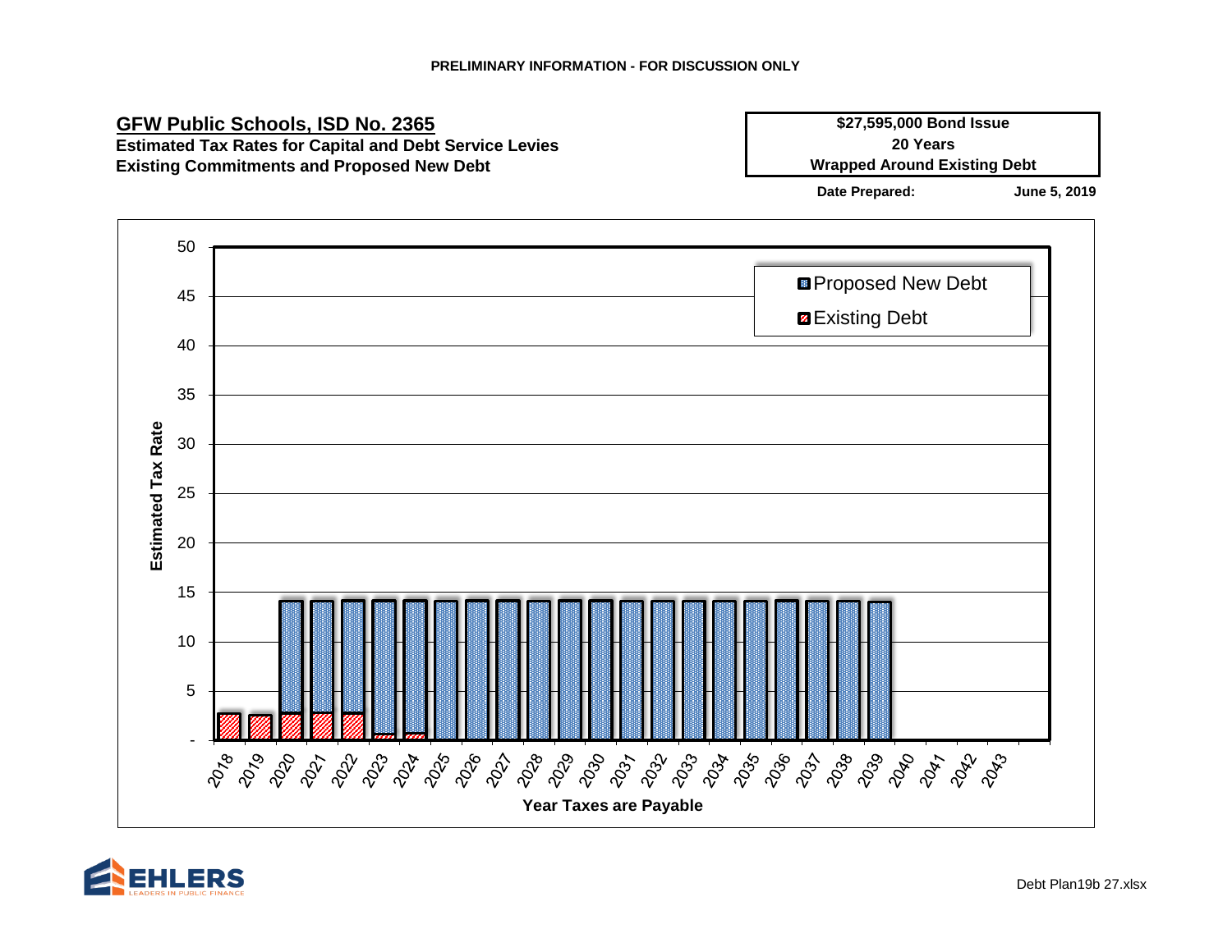**PRELIMINARY INFORMATION - FOR DISCUSSION ONLY**

## GFW Public Schools, ISD No. 2365

**Estimated Tax Rates for Capital and Debt Service Levies**
**Existing Commitments and Proposed New Debt**

**$27,595,000 Bond Issue**
**20 Years**
**Wrapped Around Existing Debt**

**Date Prepared:** **June 5, 2019**

Estimated Tax Rate

Proposed New Debt
Existing Debt

Year Taxes are Payable

2018 2019 2020 2021 2022 2023 2024 2025 2026 2027 2028 2029 2030 2031 2032 2033 2034 2035 2036 2037 2038 2039 2040 2041 2042 2043

Debt Plan19b 27.xlsx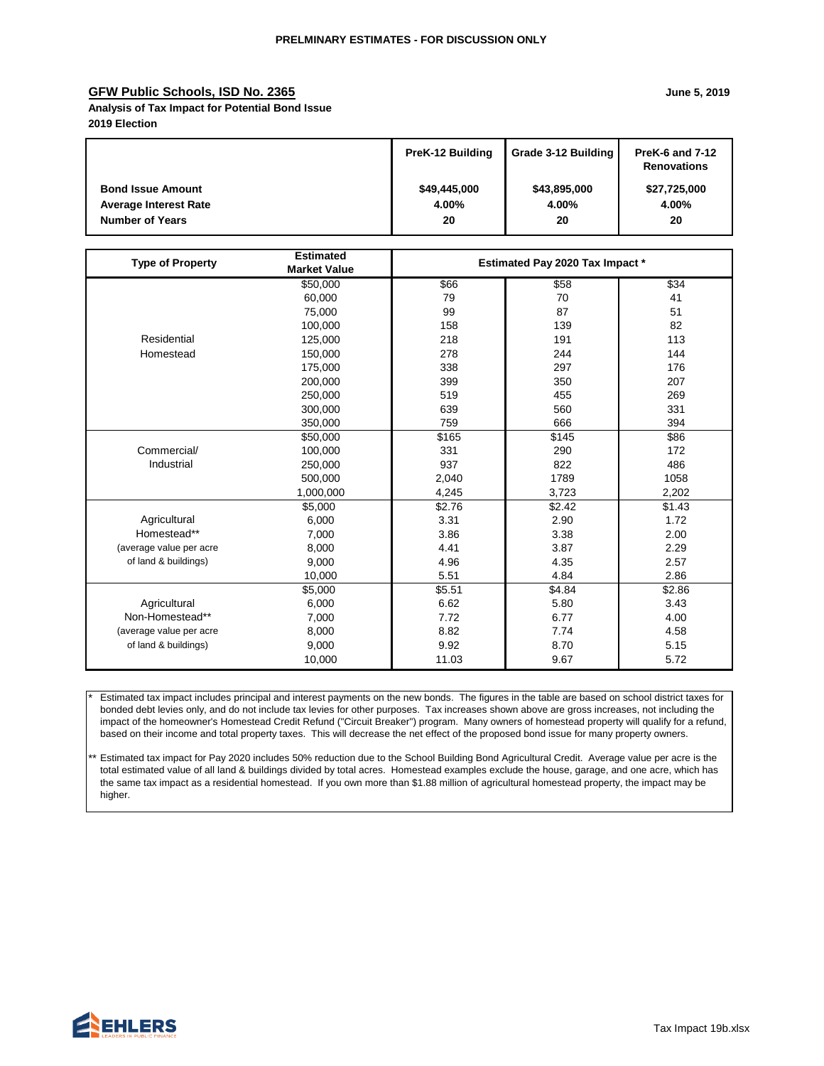PRELMINARY ESTIMATES - FOR DISCUSSION ONLY

## GFW Public Schools, ISD No. 2365

June 5, 2019

**Analysis of Tax Impact for Potential Bond Issue**
**2019 Election**

| | PreK-12 Building | Grade 3-12 Building | PreK-6 and 7-12 Renovations |
|---|---|---|---|
| **Bond Issue Amount** | $49,445,000 | $43,895,000 | $27,725,000 |
| **Average Interest Rate** | 4.00% | 4.00% | 4.00% |
| **Number of Years** | 20 | 20 | 20 |

| Type of Property | Estimated Market Value | Estimated Pay 2020 Tax Impact * | | |
|---|---|---|---|---|
| | $50,000 | $66 | $58 | $34 |
| | 60,000 | 79 | 70 | 41 |
| | 75,000 | 99 | 87 | 51 |
| | 100,000 | 158 | 139 | 82 |
| Residential | 125,000 | 218 | 191 | 113 |
| Homestead | 150,000 | 278 | 244 | 144 |
| | 175,000 | 338 | 297 | 176 |
| | 200,000 | 399 | 350 | 207 |
| | 250,000 | 519 | 455 | 269 |
| | 300,000 | 639 | 560 | 331 |
| | 350,000 | 759 | 666 | 394 |
| | $50,000 | $165 | $145 | $86 |
| Commercial/ | 100,000 | 331 | 290 | 172 |
| Industrial | 250,000 | 937 | 822 | 486 |
| | 500,000 | 2,040 | 1789 | 1058 |
| | 1,000,000 | 4,245 | 3,723 | 2,202 |
| | $5,000 | $2.76 | $2.42 | $1.43 |
| Agricultural | 6,000 | 3.31 | 2.90 | 1.72 |
| Homestead** | 7,000 | 3.86 | 3.38 | 2.00 |
| (average value per acre | 8,000 | 4.41 | 3.87 | 2.29 |
| of land & buildings) | 9,000 | 4.96 | 4.35 | 2.57 |
| | 10,000 | 5.51 | 4.84 | 2.86 |
| | $5,000 | $5.51 | $4.84 | $2.86 |
| Agricultural | 6,000 | 6.62 | 5.80 | 3.43 |
| Non-Homestead** | 7,000 | 7.72 | 6.77 | 4.00 |
| (average value per acre | 8,000 | 8.82 | 7.74 | 4.58 |
| of land & buildings) | 9,000 | 9.92 | 8.70 | 5.15 |
| | 10,000 | 11.03 | 9.67 | 5.72 |

\* Estimated tax impact includes principal and interest payments on the new bonds. The figures in the table are based on school district taxes for bonded debt levies only, and do not include tax levies for other purposes. Tax increases shown above are gross increases, not including the impact of the homeowner's Homestead Credit Refund ("Circuit Breaker") program. Many owners of homestead property will qualify for a refund, based on their income and total property taxes. This will decrease the net effect of the proposed bond issue for many property owners.

\** Estimated tax impact for Pay 2020 includes 50% reduction due to the School Building Bond Agricultural Credit. Average value per acre is the total estimated value of all land & buildings divided by total acres. Homestead examples exclude the house, garage, and one acre, which has the same tax impact as a residential homestead. If you own more than $1.88 million of agricultural homestead property, the impact may be higher.

EHLERS
LEADERS IN PUBLIC FINANCE

Tax Impact 19b.xlsx